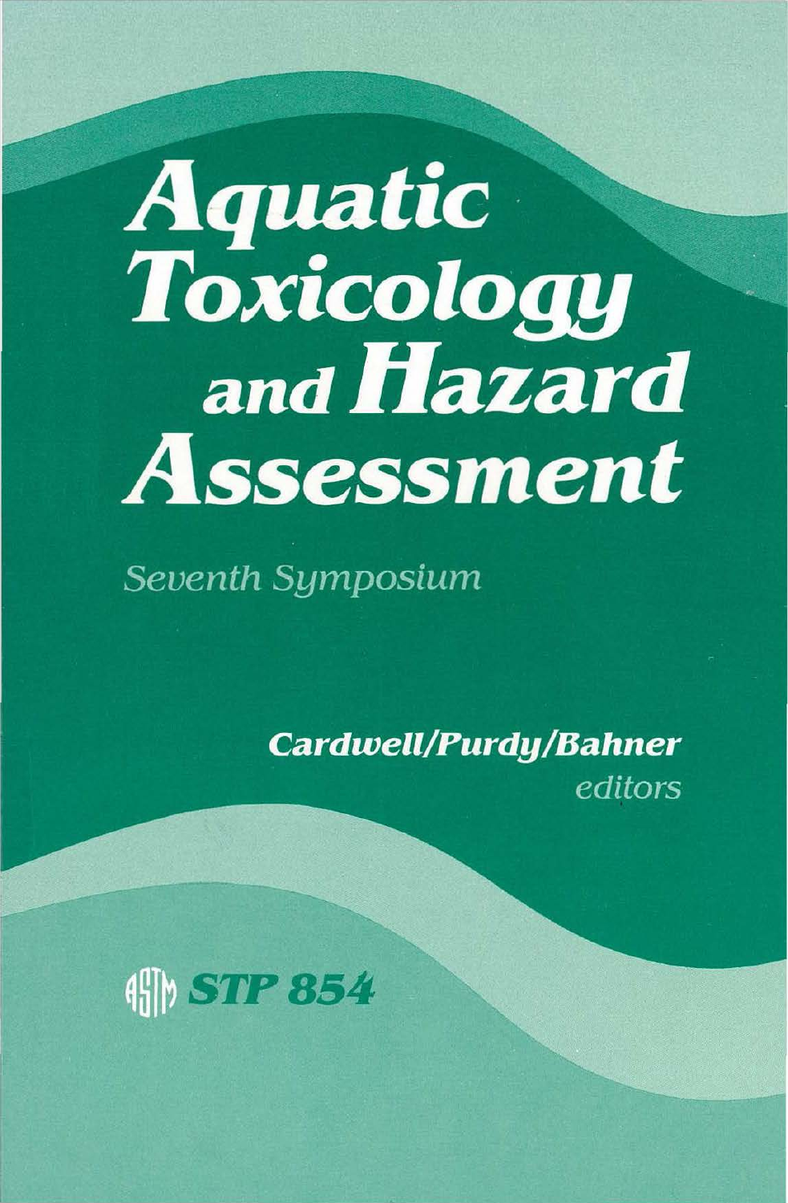# Aquatic Toxicology and Hazard Assessment

*Seventh Symposium*

**Cardwell/Purdy/Bahner**
*editors*

**ASTM STP 854**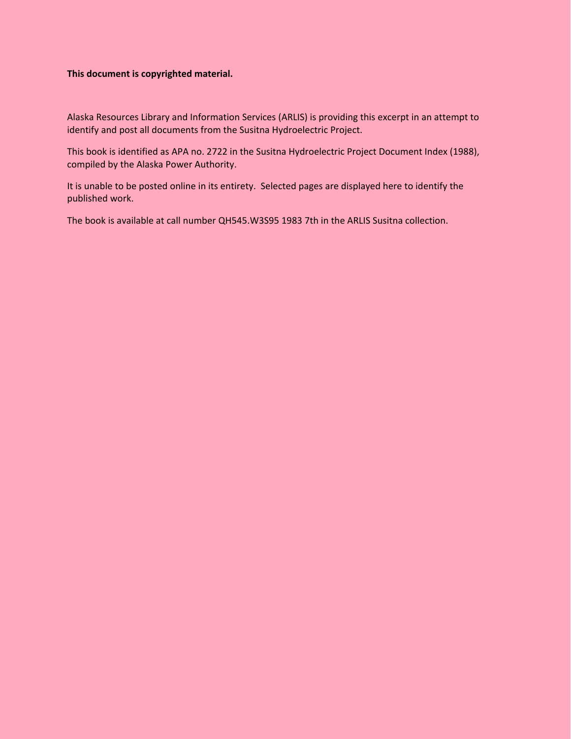**This document is copyrighted material.**

Alaska Resources Library and Information Services (ARLIS) is providing this excerpt in an attempt to identify and post all documents from the Susitna Hydroelectric Project.

This book is identified as APA no. 2722 in the Susitna Hydroelectric Project Document Index (1988), compiled by the Alaska Power Authority.

It is unable to be posted online in its entirety. Selected pages are displayed here to identify the published work.

The book is available at call number QH545.W3S95 1983 7th in the ARLIS Susitna collection.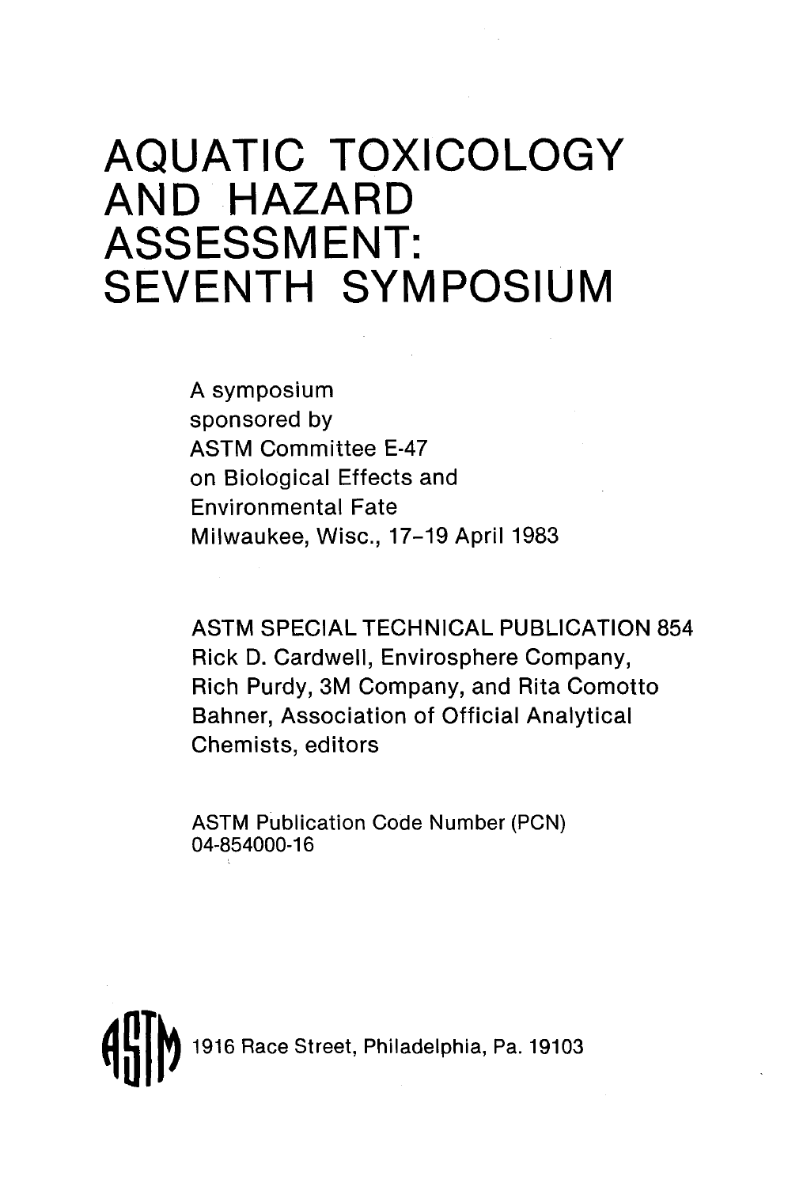# AQUATIC TOXICOLOGY AND HAZARD ASSESSMENT: SEVENTH SYMPOSIUM

A symposium
sponsored by
ASTM Committee E-47
on Biological Effects and
Environmental Fate
Milwaukee, Wisc., 17–19 April 1983

ASTM SPECIAL TECHNICAL PUBLICATION 854
Rick D. Cardwell, Envirosphere Company,
Rich Purdy, 3M Company, and Rita Comotto
Bahner, Association of Official Analytical
Chemists, editors

ASTM Publication Code Number (PCN)
04-854000-16

ASTM 1916 Race Street, Philadelphia, Pa. 19103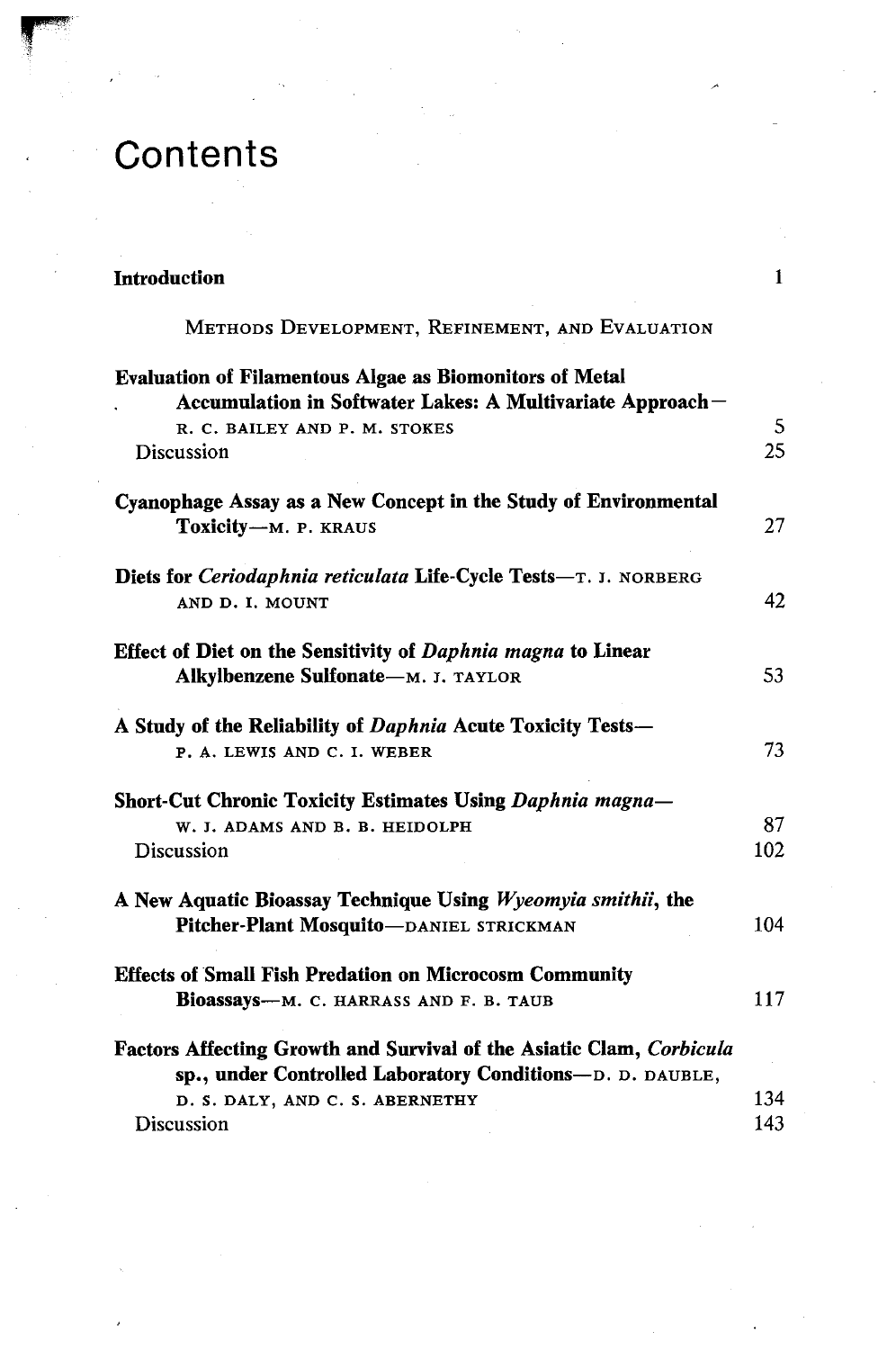# Contents

| | |
|---|---|
| **Introduction** | 1 |
| METHODS DEVELOPMENT, REFINEMENT, AND EVALUATION | |
| **Evaluation of Filamentous Algae as Biomonitors of Metal Accumulation in Softwater Lakes: A Multivariate Approach**—R. C. BAILEY AND P. M. STOKES | 5 |
| Discussion | 25 |
| **Cyanophage Assay as a New Concept in the Study of Environmental Toxicity**—M. P. KRAUS | 27 |
| **Diets for *Ceriodaphnia reticulata* Life-Cycle Tests**—T. J. NORBERG AND D. I. MOUNT | 42 |
| **Effect of Diet on the Sensitivity of *Daphnia magna* to Linear Alkylbenzene Sulfonate**—M. J. TAYLOR | 53 |
| **A Study of the Reliability of *Daphnia* Acute Toxicity Tests**—P. A. LEWIS AND C. I. WEBER | 73 |
| **Short-Cut Chronic Toxicity Estimates Using *Daphnia magna***—W. J. ADAMS AND B. B. HEIDOLPH | 87 |
| Discussion | 102 |
| **A New Aquatic Bioassay Technique Using *Wyeomyia smithii*, the Pitcher-Plant Mosquito**—DANIEL STRICKMAN | 104 |
| **Effects of Small Fish Predation on Microcosm Community Bioassays**—M. C. HARRASS AND F. B. TAUB | 117 |
| **Factors Affecting Growth and Survival of the Asiatic Clam, *Corbicula* sp., under Controlled Laboratory Conditions**—D. D. DAUBLE, D. S. DALY, AND C. S. ABERNETHY | 134 |
| Discussion | 143 |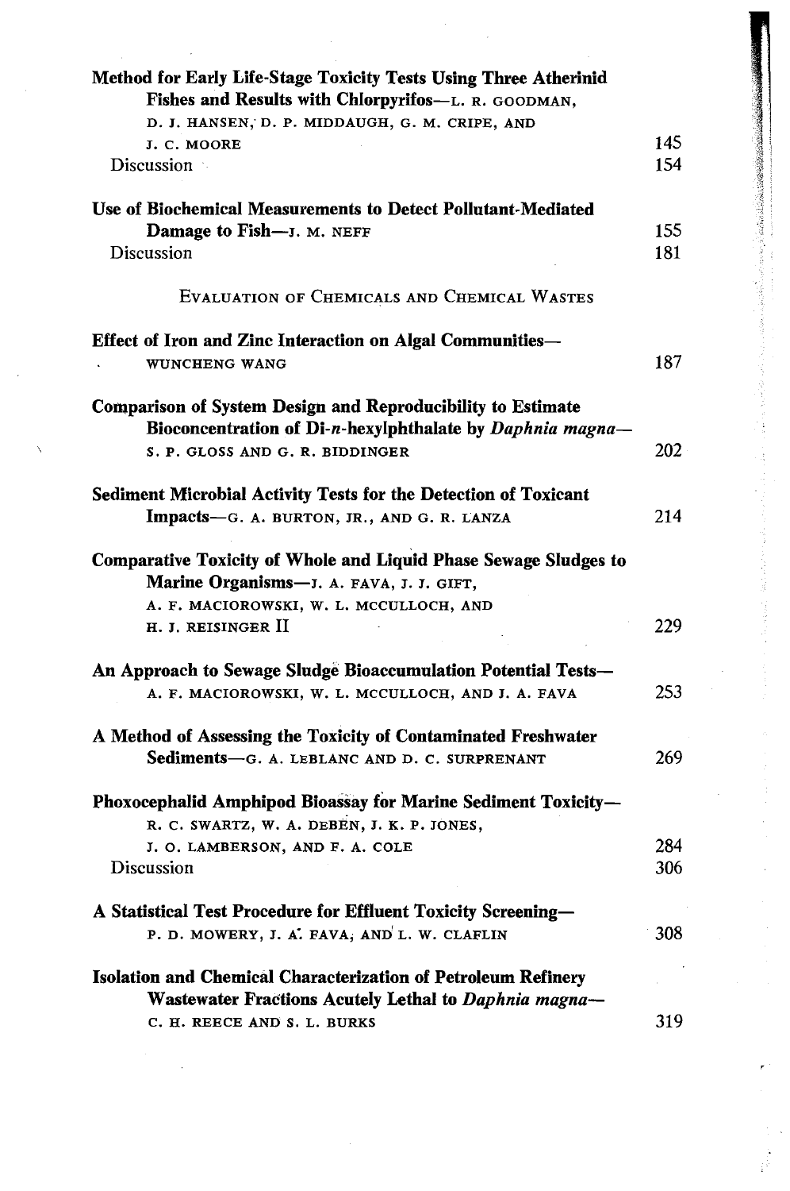**Method for Early Life-Stage Toxicity Tests Using Three Atherinid Fishes and Results with Chlorpyrifos**—L. R. GOODMAN, D. J. HANSEN, D. P. MIDDAUGH, G. M. CRIPE, AND J. C. MOORE — 145

Discussion — 154

**Use of Biochemical Measurements to Detect Pollutant-Mediated Damage to Fish**—J. M. NEFF — 155

Discussion — 181

## EVALUATION OF CHEMICALS AND CHEMICAL WASTES

**Effect of Iron and Zinc Interaction on Algal Communities**—WUNCHENG WANG — 187

**Comparison of System Design and Reproducibility to Estimate Bioconcentration of Di-*n*-hexylphthalate by *Daphnia magna***—S. P. GLOSS AND G. R. BIDDINGER — 202

**Sediment Microbial Activity Tests for the Detection of Toxicant Impacts**—G. A. BURTON, JR., AND G. R. LANZA — 214

**Comparative Toxicity of Whole and Liquid Phase Sewage Sludges to Marine Organisms**—J. A. FAVA, J. J. GIFT, A. F. MACIOROWSKI, W. L. MCCULLOCH, AND H. J. REISINGER II — 229

**An Approach to Sewage Sludge Bioaccumulation Potential Tests**—A. F. MACIOROWSKI, W. L. MCCULLOCH, AND J. A. FAVA — 253

**A Method of Assessing the Toxicity of Contaminated Freshwater Sediments**—G. A. LEBLANC AND D. C. SURPRENANT — 269

**Phoxocephalid Amphipod Bioassay for Marine Sediment Toxicity**—R. C. SWARTZ, W. A. DEBEN, J. K. P. JONES, J. O. LAMBERSON, AND F. A. COLE — 284

Discussion — 306

**A Statistical Test Procedure for Effluent Toxicity Screening**—P. D. MOWERY, J. A. FAVA, AND L. W. CLAFLIN — 308

**Isolation and Chemical Characterization of Petroleum Refinery Wastewater Fractions Acutely Lethal to *Daphnia magna***—C. H. REECE AND S. L. BURKS — 319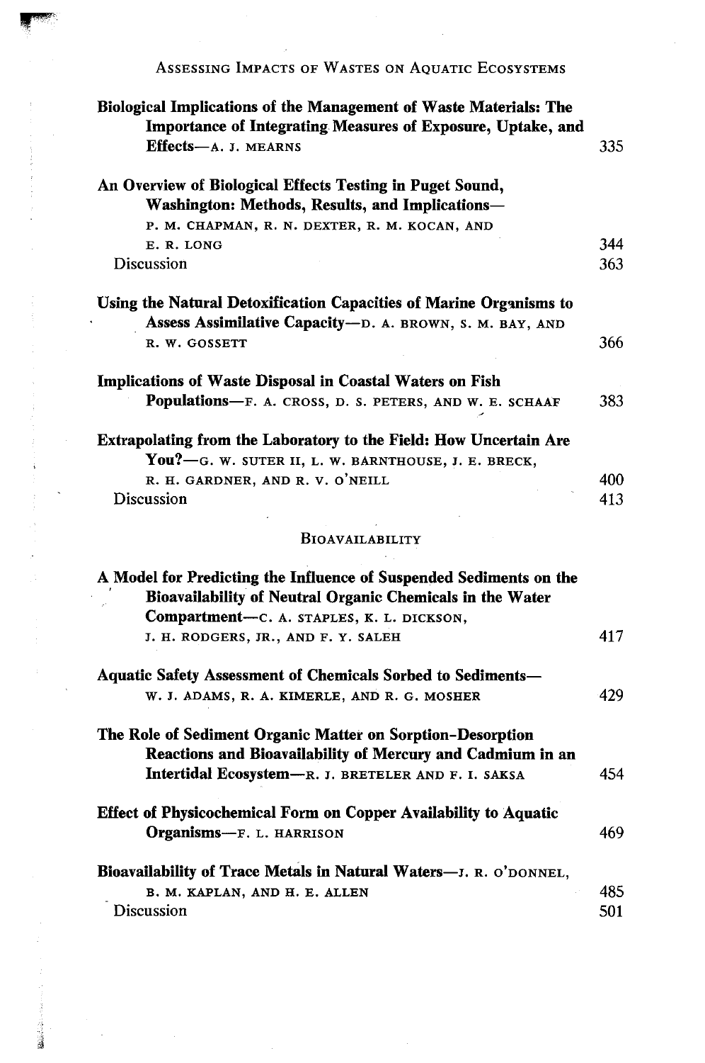## Assessing Impacts of Wastes on Aquatic Ecosystems

**Biological Implications of the Management of Waste Materials: The Importance of Integrating Measures of Exposure, Uptake, and Effects**—A. J. MEARNS 335

**An Overview of Biological Effects Testing in Puget Sound, Washington: Methods, Results, and Implications**—P. M. CHAPMAN, R. N. DEXTER, R. M. KOCAN, AND E. R. LONG 344

Discussion 363

**Using the Natural Detoxification Capacities of Marine Organisms to Assess Assimilative Capacity**—D. A. BROWN, S. M. BAY, AND R. W. GOSSETT 366

**Implications of Waste Disposal in Coastal Waters on Fish Populations**—F. A. CROSS, D. S. PETERS, AND W. E. SCHAAF 383

**Extrapolating from the Laboratory to the Field: How Uncertain Are You?**—G. W. SUTER II, L. W. BARNTHOUSE, J. E. BRECK, R. H. GARDNER, AND R. V. O'NEILL 400

Discussion 413

## Bioavailability

**A Model for Predicting the Influence of Suspended Sediments on the Bioavailability of Neutral Organic Chemicals in the Water Compartment**—C. A. STAPLES, K. L. DICKSON, J. H. RODGERS, JR., AND F. Y. SALEH 417

**Aquatic Safety Assessment of Chemicals Sorbed to Sediments**—W. J. ADAMS, R. A. KIMERLE, AND R. G. MOSHER 429

**The Role of Sediment Organic Matter on Sorption-Desorption Reactions and Bioavailability of Mercury and Cadmium in an Intertidal Ecosystem**—R. J. BRETELER AND F. I. SAKSA 454

**Effect of Physicochemical Form on Copper Availability to Aquatic Organisms**—F. L. HARRISON 469

**Bioavailability of Trace Metals in Natural Waters**—J. R. O'DONNEL, B. M. KAPLAN, AND H. E. ALLEN 485

Discussion 501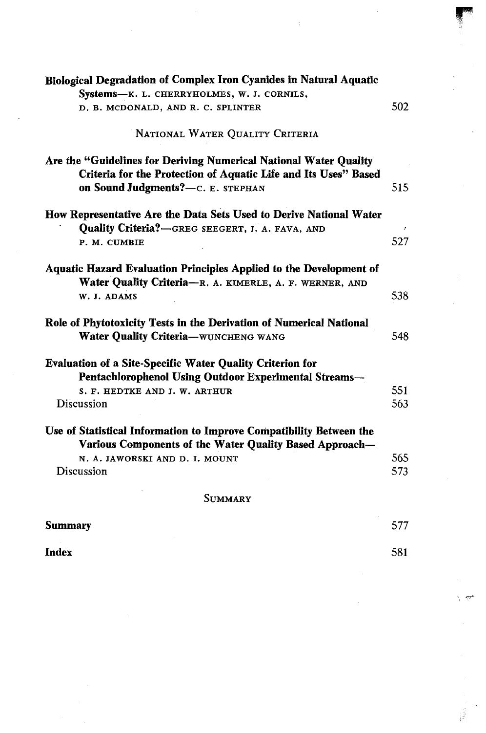**Biological Degradation of Complex Iron Cyanides in Natural Aquatic Systems**—K. L. CHERRYHOLMES, W. J. CORNILS, D. B. MCDONALD, AND R. C. SPLINTER 502

## NATIONAL WATER QUALITY CRITERIA

**Are the "Guidelines for Deriving Numerical National Water Quality Criteria for the Protection of Aquatic Life and Its Uses" Based on Sound Judgments?**—C. E. STEPHAN 515

**How Representative Are the Data Sets Used to Derive National Water Quality Criteria?**—GREG SEEGERT, J. A. FAVA, AND P. M. CUMBIE 527

**Aquatic Hazard Evaluation Principles Applied to the Development of Water Quality Criteria**—R. A. KIMERLE, A. F. WERNER, AND W. J. ADAMS 538

**Role of Phytotoxicity Tests in the Derivation of Numerical National Water Quality Criteria**—WUNCHENG WANG 548

**Evaluation of a Site-Specific Water Quality Criterion for Pentachlorophenol Using Outdoor Experimental Streams**—S. F. HEDTKE AND J. W. ARTHUR 551

Discussion 563

**Use of Statistical Information to Improve Compatibility Between the Various Components of the Water Quality Based Approach**—N. A. JAWORSKI AND D. I. MOUNT 565

Discussion 573

## SUMMARY

**Summary** 577

**Index** 581